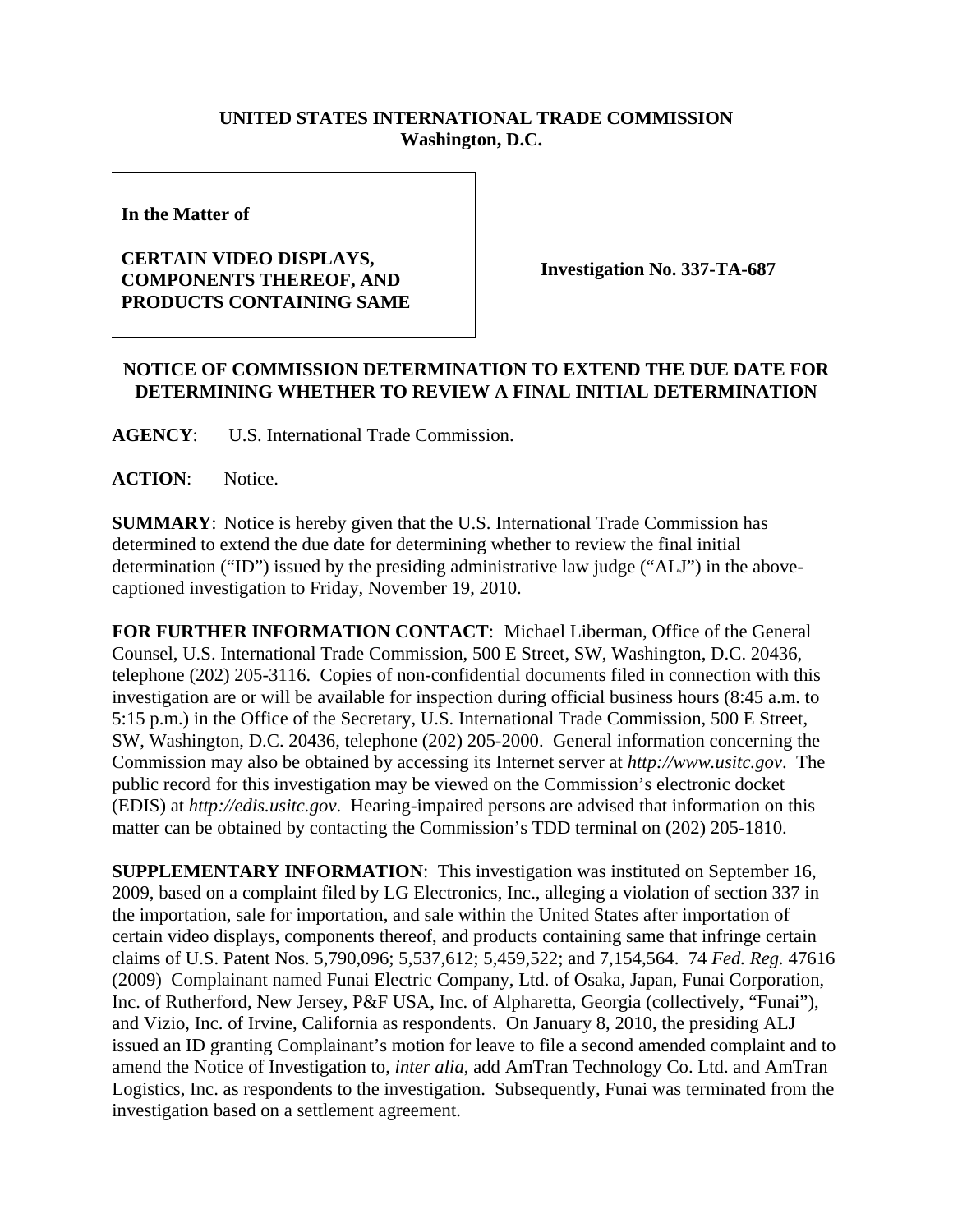**UNITED STATES INTERNATIONAL TRADE COMMISSION**
**Washington, D.C.**

| In the Matter of<br><br>**CERTAIN VIDEO DISPLAYS, COMPONENTS THEREOF, AND PRODUCTS CONTAINING SAME** | **Investigation No. 337-TA-687** |
|---|---|

## NOTICE OF COMMISSION DETERMINATION TO EXTEND THE DUE DATE FOR DETERMINING WHETHER TO REVIEW A FINAL INITIAL DETERMINATION

**AGENCY**: U.S. International Trade Commission.

**ACTION**: Notice.

**SUMMARY**: Notice is hereby given that the U.S. International Trade Commission has determined to extend the due date for determining whether to review the final initial determination ("ID") issued by the presiding administrative law judge ("ALJ") in the above-captioned investigation to Friday, November 19, 2010.

**FOR FURTHER INFORMATION CONTACT**: Michael Liberman, Office of the General Counsel, U.S. International Trade Commission, 500 E Street, SW, Washington, D.C. 20436, telephone (202) 205-3116. Copies of non-confidential documents filed in connection with this investigation are or will be available for inspection during official business hours (8:45 a.m. to 5:15 p.m.) in the Office of the Secretary, U.S. International Trade Commission, 500 E Street, SW, Washington, D.C. 20436, telephone (202) 205-2000. General information concerning the Commission may also be obtained by accessing its Internet server at *http://www.usitc.gov*. The public record for this investigation may be viewed on the Commission's electronic docket (EDIS) at *http://edis.usitc.gov*. Hearing-impaired persons are advised that information on this matter can be obtained by contacting the Commission's TDD terminal on (202) 205-1810.

**SUPPLEMENTARY INFORMATION**: This investigation was instituted on September 16, 2009, based on a complaint filed by LG Electronics, Inc., alleging a violation of section 337 in the importation, sale for importation, and sale within the United States after importation of certain video displays, components thereof, and products containing same that infringe certain claims of U.S. Patent Nos. 5,790,096; 5,537,612; 5,459,522; and 7,154,564. 74 *Fed. Reg.* 47616 (2009) Complainant named Funai Electric Company, Ltd. of Osaka, Japan, Funai Corporation, Inc. of Rutherford, New Jersey, P&F USA, Inc. of Alpharetta, Georgia (collectively, "Funai"), and Vizio, Inc. of Irvine, California as respondents. On January 8, 2010, the presiding ALJ issued an ID granting Complainant's motion for leave to file a second amended complaint and to amend the Notice of Investigation to, *inter alia*, add AmTran Technology Co. Ltd. and AmTran Logistics, Inc. as respondents to the investigation. Subsequently, Funai was terminated from the investigation based on a settlement agreement.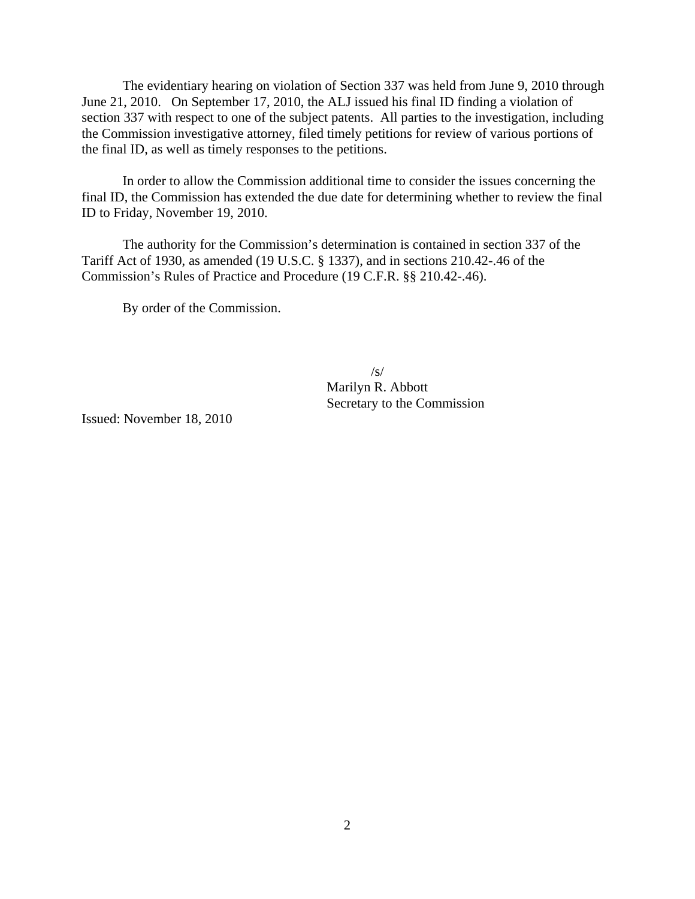The evidentiary hearing on violation of Section 337 was held from June 9, 2010 through June 21, 2010. On September 17, 2010, the ALJ issued his final ID finding a violation of section 337 with respect to one of the subject patents. All parties to the investigation, including the Commission investigative attorney, filed timely petitions for review of various portions of the final ID, as well as timely responses to the petitions.

In order to allow the Commission additional time to consider the issues concerning the final ID, the Commission has extended the due date for determining whether to review the final ID to Friday, November 19, 2010.

The authority for the Commission's determination is contained in section 337 of the Tariff Act of 1930, as amended (19 U.S.C. § 1337), and in sections 210.42-.46 of the Commission's Rules of Practice and Procedure (19 C.F.R. §§ 210.42-.46).

By order of the Commission.

/s/
Marilyn R. Abbott
Secretary to the Commission

Issued: November 18, 2010